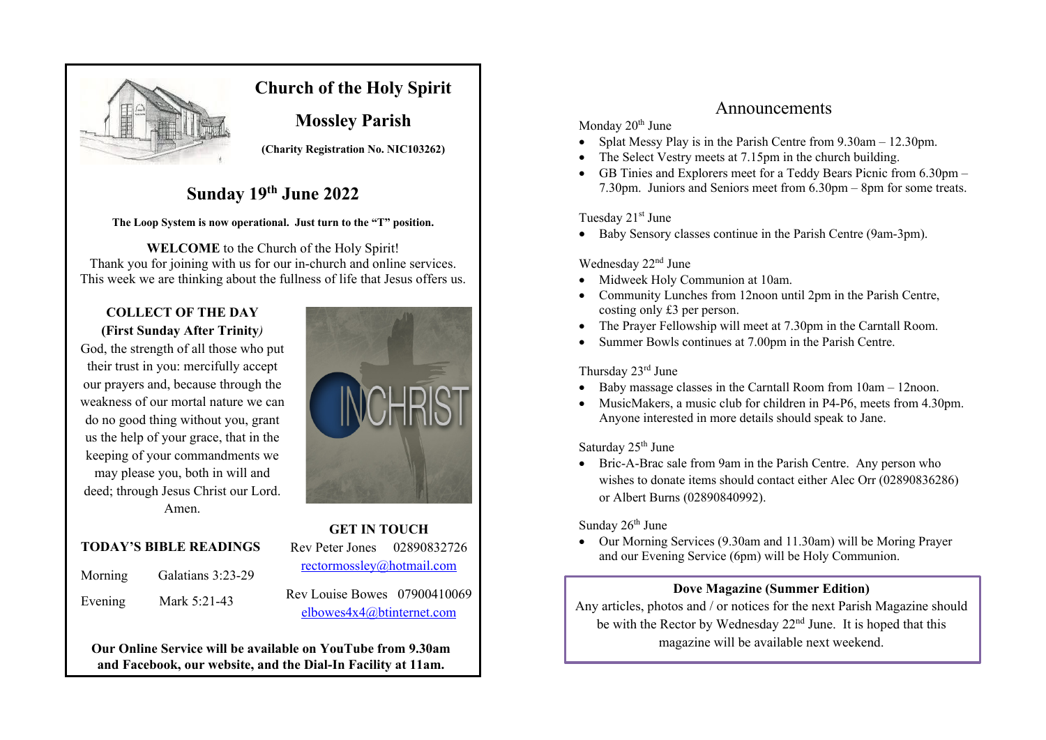# Church of the Holy Spirit

## Mossley Parish

**(Charity Registration No. NIC103262)**

## Sunday 19th June 2022

**The Loop System is now operational. Just turn to the "T" position.**

**WELCOME** to the Church of the Holy Spirit!
Thank you for joining with us for our in-church and online services.
This week we are thinking about the fullness of life that Jesus offers us.

**COLLECT OF THE DAY**
**(First Sunday After Trinity)**

God, the strength of all those who put their trust in you: mercifully accept our prayers and, because through the weakness of our mortal nature we can do no good thing without you, grant us the help of your grace, that in the keeping of your commandments we may please you, both in will and deed; through Jesus Christ our Lord. Amen.

**TODAY'S BIBLE READINGS**

| | |
|---|---|
| Morning | Galatians 3:23-29 |
| Evening | Mark 5:21-43 |

**GET IN TOUCH**

Rev Peter Jones 02890832726
rectormossley@hotmail.com

Rev Louise Bowes 07900410069
elbowes4x4@btinternet.com

**Our Online Service will be available on YouTube from 9.30am and Facebook, our website, and the Dial-In Facility at 11am.**

## Announcements

Monday 20th June

- Splat Messy Play is in the Parish Centre from 9.30am – 12.30pm.
- The Select Vestry meets at 7.15pm in the church building.
- GB Tinies and Explorers meet for a Teddy Bears Picnic from 6.30pm – 7.30pm. Juniors and Seniors meet from 6.30pm – 8pm for some treats.

Tuesday 21st June

- Baby Sensory classes continue in the Parish Centre (9am-3pm).

Wednesday 22nd June

- Midweek Holy Communion at 10am.
- Community Lunches from 12noon until 2pm in the Parish Centre, costing only £3 per person.
- The Prayer Fellowship will meet at 7.30pm in the Carntall Room.
- Summer Bowls continues at 7.00pm in the Parish Centre.

Thursday 23rd June

- Baby massage classes in the Carntall Room from 10am – 12noon.
- MusicMakers, a music club for children in P4-P6, meets from 4.30pm. Anyone interested in more details should speak to Jane.

Saturday 25th June

- Bric-A-Brac sale from 9am in the Parish Centre. Any person who wishes to donate items should contact either Alec Orr (02890836286) or Albert Burns (02890840992).

Sunday 26th June

- Our Morning Services (9.30am and 11.30am) will be Moring Prayer and our Evening Service (6pm) will be Holy Communion.

**Dove Magazine (Summer Edition)**

Any articles, photos and / or notices for the next Parish Magazine should be with the Rector by Wednesday 22nd June. It is hoped that this magazine will be available next weekend.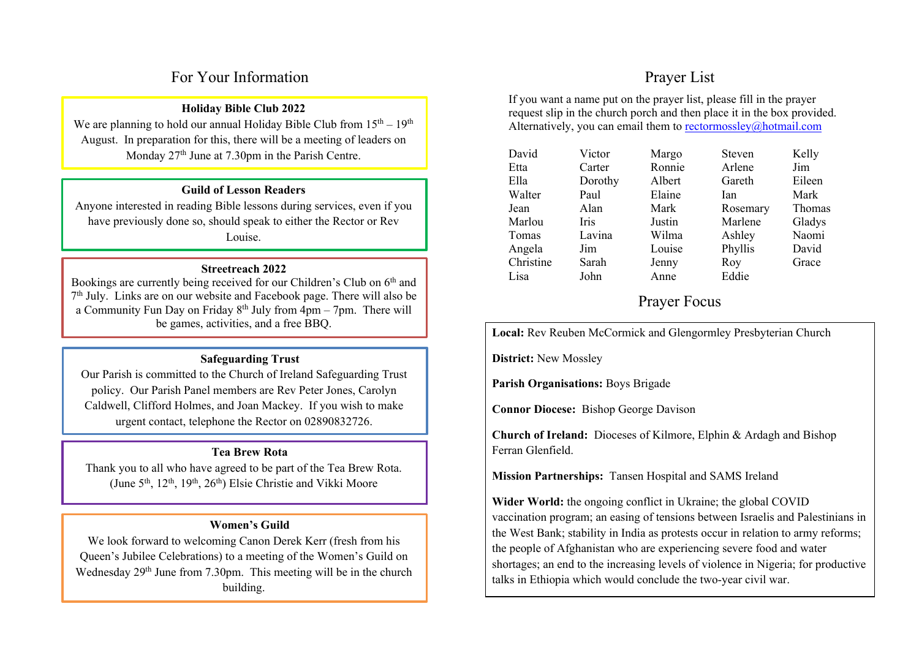## For Your Information

### Holiday Bible Club 2022

We are planning to hold our annual Holiday Bible Club from 15th – 19th August. In preparation for this, there will be a meeting of leaders on Monday 27th June at 7.30pm in the Parish Centre.

### Guild of Lesson Readers

Anyone interested in reading Bible lessons during services, even if you have previously done so, should speak to either the Rector or Rev Louise.

### Streetreach 2022

Bookings are currently being received for our Children's Club on 6th and 7th July. Links are on our website and Facebook page. There will also be a Community Fun Day on Friday 8th July from 4pm – 7pm. There will be games, activities, and a free BBQ.

### Safeguarding Trust

Our Parish is committed to the Church of Ireland Safeguarding Trust policy. Our Parish Panel members are Rev Peter Jones, Carolyn Caldwell, Clifford Holmes, and Joan Mackey. If you wish to make urgent contact, telephone the Rector on 02890832726.

### Tea Brew Rota

Thank you to all who have agreed to be part of the Tea Brew Rota. (June 5th, 12th, 19th, 26th) Elsie Christie and Vikki Moore

### Women's Guild

We look forward to welcoming Canon Derek Kerr (fresh from his Queen's Jubilee Celebrations) to a meeting of the Women's Guild on Wednesday 29th June from 7.30pm. This meeting will be in the church building.

## Prayer List

If you want a name put on the prayer list, please fill in the prayer request slip in the church porch and then place it in the box provided. Alternatively, you can email them to rectormossley@hotmail.com

| | | | | |
|---|---|---|---|---|
| David | Victor | Margo | Steven | Kelly |
| Etta | Carter | Ronnie | Arlene | Jim |
| Ella | Dorothy | Albert | Gareth | Eileen |
| Walter | Paul | Elaine | Ian | Mark |
| Jean | Alan | Mark | Rosemary | Thomas |
| Marlou | Iris | Justin | Marlene | Gladys |
| Tomas | Lavina | Wilma | Ashley | Naomi |
| Angela | Jim | Louise | Phyllis | David |
| Christine | Sarah | Jenny | Roy | Grace |
| Lisa | John | Anne | Eddie | |

## Prayer Focus

**Local:** Rev Reuben McCormick and Glengormley Presbyterian Church

**District:** New Mossley

**Parish Organisations:** Boys Brigade

**Connor Diocese:** Bishop George Davison

**Church of Ireland:** Dioceses of Kilmore, Elphin & Ardagh and Bishop Ferran Glenfield.

**Mission Partnerships:** Tansen Hospital and SAMS Ireland

**Wider World:** the ongoing conflict in Ukraine; the global COVID vaccination program; an easing of tensions between Israelis and Palestinians in the West Bank; stability in India as protests occur in relation to army reforms; the people of Afghanistan who are experiencing severe food and water shortages; an end to the increasing levels of violence in Nigeria; for productive talks in Ethiopia which would conclude the two-year civil war.